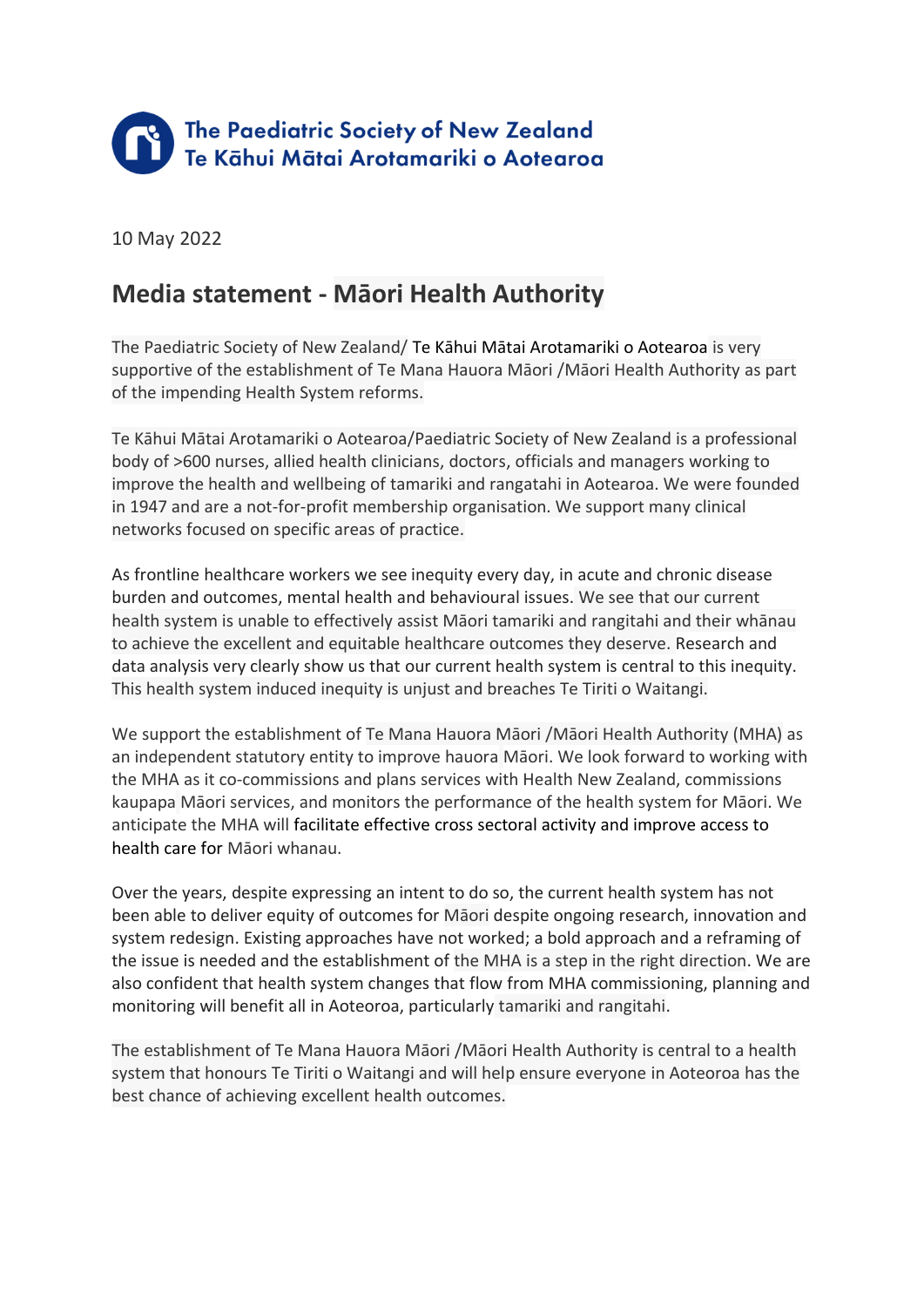The Paediatric Society of New Zealand
Te Kāhui Mātai Arotamariki o Aotearoa

10 May 2022

## Media statement - Māori Health Authority

The Paediatric Society of New Zealand/ Te Kāhui Mātai Arotamariki o Aotearoa is very supportive of the establishment of Te Mana Hauora Māori /Māori Health Authority as part of the impending Health System reforms.

Te Kāhui Mātai Arotamariki o Aotearoa/Paediatric Society of New Zealand is a professional body of >600 nurses, allied health clinicians, doctors, officials and managers working to improve the health and wellbeing of tamariki and rangatahi in Aotearoa. We were founded in 1947 and are a not-for-profit membership organisation. We support many clinical networks focused on specific areas of practice.

As frontline healthcare workers we see inequity every day, in acute and chronic disease burden and outcomes, mental health and behavioural issues. We see that our current health system is unable to effectively assist Māori tamariki and rangitahi and their whānau to achieve the excellent and equitable healthcare outcomes they deserve. Research and data analysis very clearly show us that our current health system is central to this inequity. This health system induced inequity is unjust and breaches Te Tiriti o Waitangi.

We support the establishment of Te Mana Hauora Māori /Māori Health Authority (MHA) as an independent statutory entity to improve hauora Māori. We look forward to working with the MHA as it co-commissions and plans services with Health New Zealand, commissions kaupapa Māori services, and monitors the performance of the health system for Māori. We anticipate the MHA will facilitate effective cross sectoral activity and improve access to health care for Māori whanau.

Over the years, despite expressing an intent to do so, the current health system has not been able to deliver equity of outcomes for Māori despite ongoing research, innovation and system redesign. Existing approaches have not worked; a bold approach and a reframing of the issue is needed and the establishment of the MHA is a step in the right direction. We are also confident that health system changes that flow from MHA commissioning, planning and monitoring will benefit all in Aoteoroa, particularly tamariki and rangitahi.

The establishment of Te Mana Hauora Māori /Māori Health Authority is central to a health system that honours Te Tiriti o Waitangi and will help ensure everyone in Aotearoa has the best chance of achieving excellent health outcomes.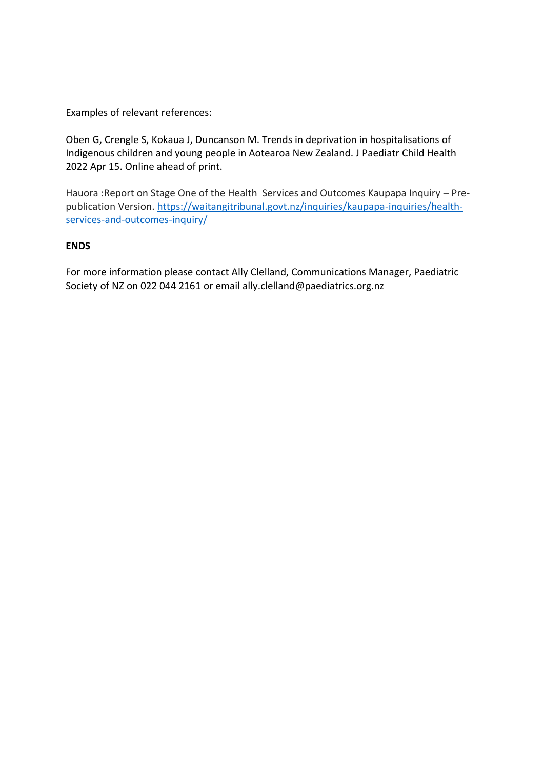Examples of relevant references:

Oben G, Crengle S, Kokaua J, Duncanson M. Trends in deprivation in hospitalisations of Indigenous children and young people in Aotearoa New Zealand. J Paediatr Child Health 2022 Apr 15. Online ahead of print.

Hauora :Report on Stage One of the Health Services and Outcomes Kaupapa Inquiry – Pre-publication Version. [https://waitangitribunal.govt.nz/inquiries/kaupapa-inquiries/health-services-and-outcomes-inquiry/](https://waitangitribunal.govt.nz/inquiries/kaupapa-inquiries/health-services-and-outcomes-inquiry/)

**ENDS**

For more information please contact Ally Clelland, Communications Manager, Paediatric Society of NZ on 022 044 2161 or email ally.clelland@paediatrics.org.nz